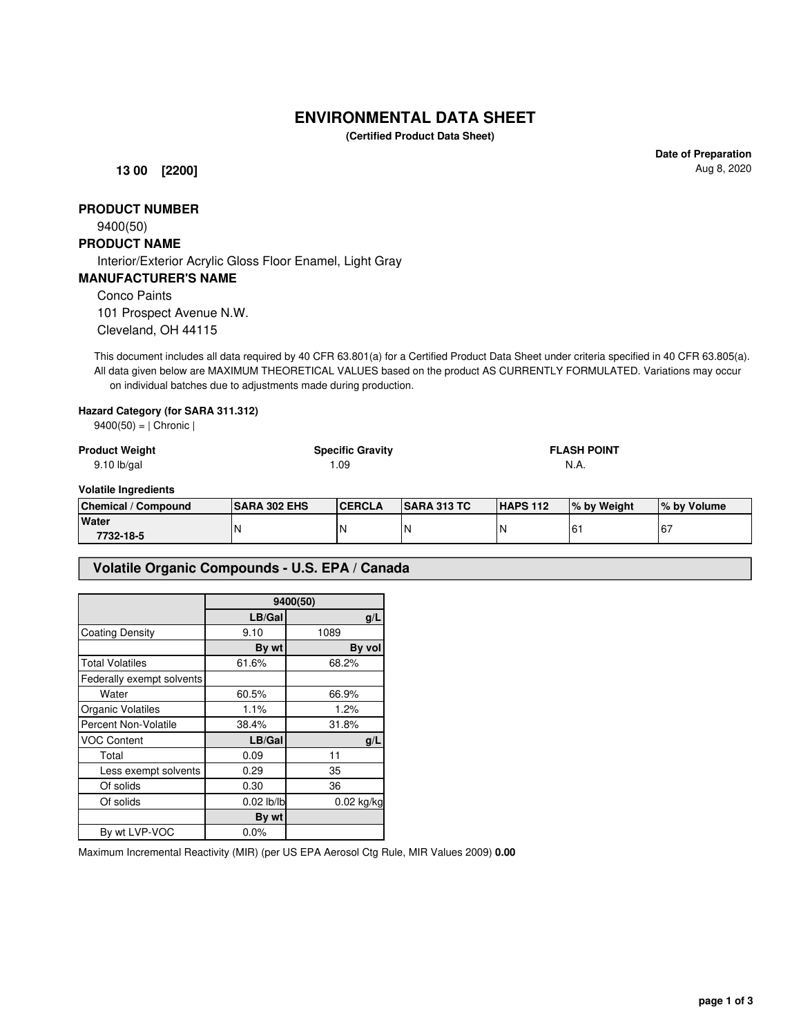# ENVIRONMENTAL DATA SHEET

**(Certified Product Data Sheet)**

**Date of Preparation**
Aug 8, 2020

**13 00 [2200]**

**PRODUCT NUMBER**

9400(50)

**PRODUCT NAME**

Interior/Exterior Acrylic Gloss Floor Enamel, Light Gray

**MANUFACTURER'S NAME**

Conco Paints
101 Prospect Avenue N.W.
Cleveland, OH 44115

This document includes all data required by 40 CFR 63.801(a) for a Certified Product Data Sheet under criteria specified in 40 CFR 63.805(a). All data given below are MAXIMUM THEORETICAL VALUES based on the product AS CURRENTLY FORMULATED. Variations may occur on individual batches due to adjustments made during production.

**Hazard Category (for SARA 311.312)**

9400(50) = | Chronic |

| **Product Weight** | **Specific Gravity** | **FLASH POINT** |
|---|---|---|
| 9.10 lb/gal | 1.09 | N.A. |

**Volatile Ingredients**

| Chemical / Compound | SARA 302 EHS | CERCLA | SARA 313 TC | HAPS 112 | % by Weight | % by Volume |
|---|---|---|---|---|---|---|
| **Water** **7732-18-5** | N | N | N | N | 61 | 67 |

## Volatile Organic Compounds - U.S. EPA / Canada

| | 9400(50) | |
|---|---|---|
| | **LB/Gal** | **g/L** |
| Coating Density | 9.10 | 1089 |
| | **By wt** | **By vol** |
| Total Volatiles | 61.6% | 68.2% |
| Federally exempt solvents | | |
| Water | 60.5% | 66.9% |
| Organic Volatiles | 1.1% | 1.2% |
| Percent Non-Volatile | 38.4% | 31.8% |
| VOC Content | **LB/Gal** | **g/L** |
| Total | 0.09 | 11 |
| Less exempt solvents | 0.29 | 35 |
| Of solids | 0.30 | 36 |
| Of solids | 0.02 lb/lb | 0.02 kg/kg |
| | **By wt** | |
| By wt LVP-VOC | 0.0% | |

Maximum Incremental Reactivity (MIR) (per US EPA Aerosol Ctg Rule, MIR Values 2009) **0.00**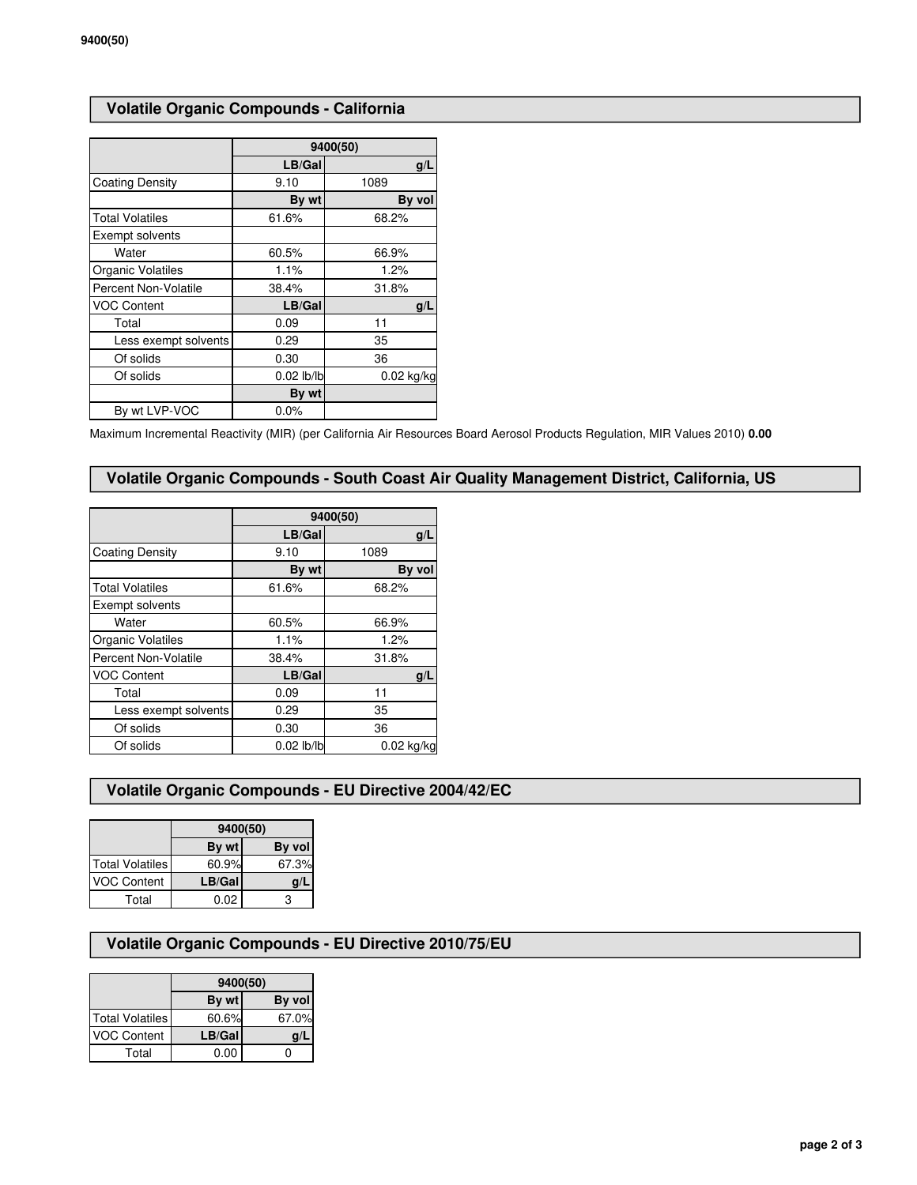## Volatile Organic Compounds - California

| | 9400(50) | |
|---|---|---|
| | LB/Gal | g/L |
| Coating Density | 9.10 | 1089 |
| | By wt | By vol |
| Total Volatiles | 61.6% | 68.2% |
| Exempt solvents | | |
| Water | 60.5% | 66.9% |
| Organic Volatiles | 1.1% | 1.2% |
| Percent Non-Volatile | 38.4% | 31.8% |
| VOC Content | LB/Gal | g/L |
| Total | 0.09 | 11 |
| Less exempt solvents | 0.29 | 35 |
| Of solids | 0.30 | 36 |
| Of solids | 0.02 lb/lb | 0.02 kg/kg |
| | By wt | |
| By wt LVP-VOC | 0.0% | |

Maximum Incremental Reactivity (MIR) (per California Air Resources Board Aerosol Products Regulation, MIR Values 2010) **0.00**

## Volatile Organic Compounds - South Coast Air Quality Management District, California, US

| | 9400(50) | |
|---|---|---|
| | LB/Gal | g/L |
| Coating Density | 9.10 | 1089 |
| | By wt | By vol |
| Total Volatiles | 61.6% | 68.2% |
| Exempt solvents | | |
| Water | 60.5% | 66.9% |
| Organic Volatiles | 1.1% | 1.2% |
| Percent Non-Volatile | 38.4% | 31.8% |
| VOC Content | LB/Gal | g/L |
| Total | 0.09 | 11 |
| Less exempt solvents | 0.29 | 35 |
| Of solids | 0.30 | 36 |
| Of solids | 0.02 lb/lb | 0.02 kg/kg |

## Volatile Organic Compounds - EU Directive 2004/42/EC

| | 9400(50) | |
|---|---|---|
| | By wt | By vol |
| Total Volatiles | 60.9% | 67.3% |
| VOC Content | LB/Gal | g/L |
| Total | 0.02 | 3 |

## Volatile Organic Compounds - EU Directive 2010/75/EU

| | 9400(50) | |
|---|---|---|
| | By wt | By vol |
| Total Volatiles | 60.6% | 67.0% |
| VOC Content | LB/Gal | g/L |
| Total | 0.00 | 0 |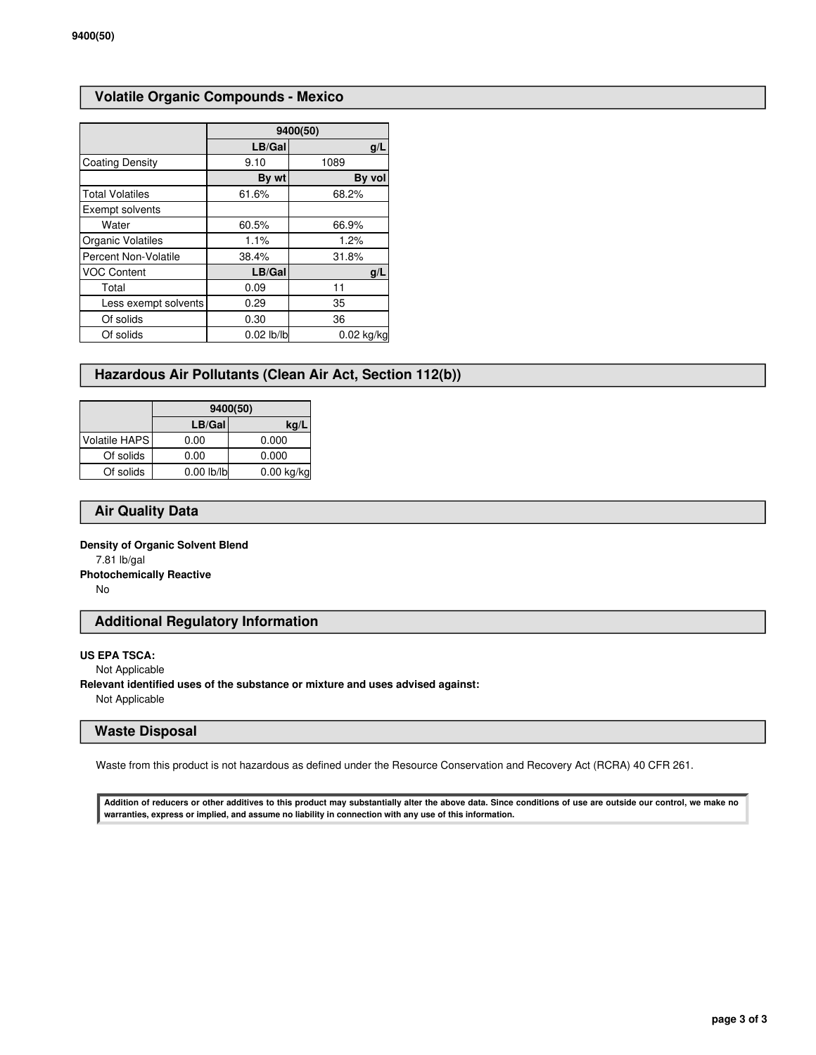## Volatile Organic Compounds - Mexico

| | 9400(50) | |
|---|---|---|
| | LB/Gal | g/L |
| Coating Density | 9.10 | 1089 |
| | By wt | By vol |
| Total Volatiles | 61.6% | 68.2% |
| Exempt solvents | | |
| Water | 60.5% | 66.9% |
| Organic Volatiles | 1.1% | 1.2% |
| Percent Non-Volatile | 38.4% | 31.8% |
| VOC Content | LB/Gal | g/L |
| Total | 0.09 | 11 |
| Less exempt solvents | 0.29 | 35 |
| Of solids | 0.30 | 36 |
| Of solids | 0.02 lb/lb | 0.02 kg/kg |

## Hazardous Air Pollutants (Clean Air Act, Section 112(b))

| | 9400(50) | |
|---|---|---|
| | LB/Gal | kg/L |
| Volatile HAPS | 0.00 | 0.000 |
| Of solids | 0.00 | 0.000 |
| Of solids | 0.00 lb/lb | 0.00 kg/kg |

## Air Quality Data

**Density of Organic Solvent Blend**

7.81 lb/gal

**Photochemically Reactive**

No

## Additional Regulatory Information

**US EPA TSCA:**

Not Applicable

**Relevant identified uses of the substance or mixture and uses advised against:**

Not Applicable

## Waste Disposal

Waste from this product is not hazardous as defined under the Resource Conservation and Recovery Act (RCRA) 40 CFR 261.

**Addition of reducers or other additives to this product may substantially alter the above data. Since conditions of use are outside our control, we make no warranties, express or implied, and assume no liability in connection with any use of this information.**